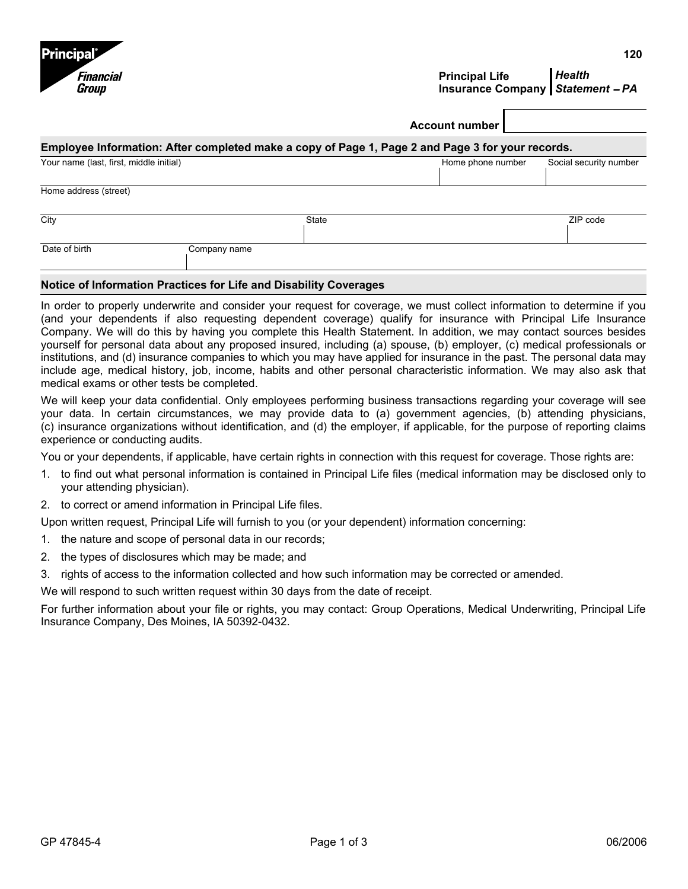Principal Financial Group

120

**Principal Life Insurance Company** | ***Health Statement – PA***

**Account number** ______________

## Employee Information: After completed make a copy of Page 1, Page 2 and Page 3 for your records.

| Your name (last, first, middle initial) | Home phone number | Social security number |
|---|---|---|
| | | |

| Home address (street) |
|---|
| |

| City | State | ZIP code |
|---|---|---|
| | | |

| Date of birth | Company name |
|---|---|
| | |

## Notice of Information Practices for Life and Disability Coverages

In order to properly underwrite and consider your request for coverage, we must collect information to determine if you (and your dependents if also requesting dependent coverage) qualify for insurance with Principal Life Insurance Company. We will do this by having you complete this Health Statement. In addition, we may contact sources besides yourself for personal data about any proposed insured, including (a) spouse, (b) employer, (c) medical professionals or institutions, and (d) insurance companies to which you may have applied for insurance in the past. The personal data may include age, medical history, job, income, habits and other personal characteristic information. We may also ask that medical exams or other tests be completed.

We will keep your data confidential. Only employees performing business transactions regarding your coverage will see your data. In certain circumstances, we may provide data to (a) government agencies, (b) attending physicians, (c) insurance organizations without identification, and (d) the employer, if applicable, for the purpose of reporting claims experience or conducting audits.

You or your dependents, if applicable, have certain rights in connection with this request for coverage. Those rights are:

1. to find out what personal information is contained in Principal Life files (medical information may be disclosed only to your attending physician).
2. to correct or amend information in Principal Life files.

Upon written request, Principal Life will furnish to you (or your dependent) information concerning:

1. the nature and scope of personal data in our records;
2. the types of disclosures which may be made; and
3. rights of access to the information collected and how such information may be corrected or amended.

We will respond to such written request within 30 days from the date of receipt.

For further information about your file or rights, you may contact: Group Operations, Medical Underwriting, Principal Life Insurance Company, Des Moines, IA 50392-0432.

GP 47845-4 — 06/2006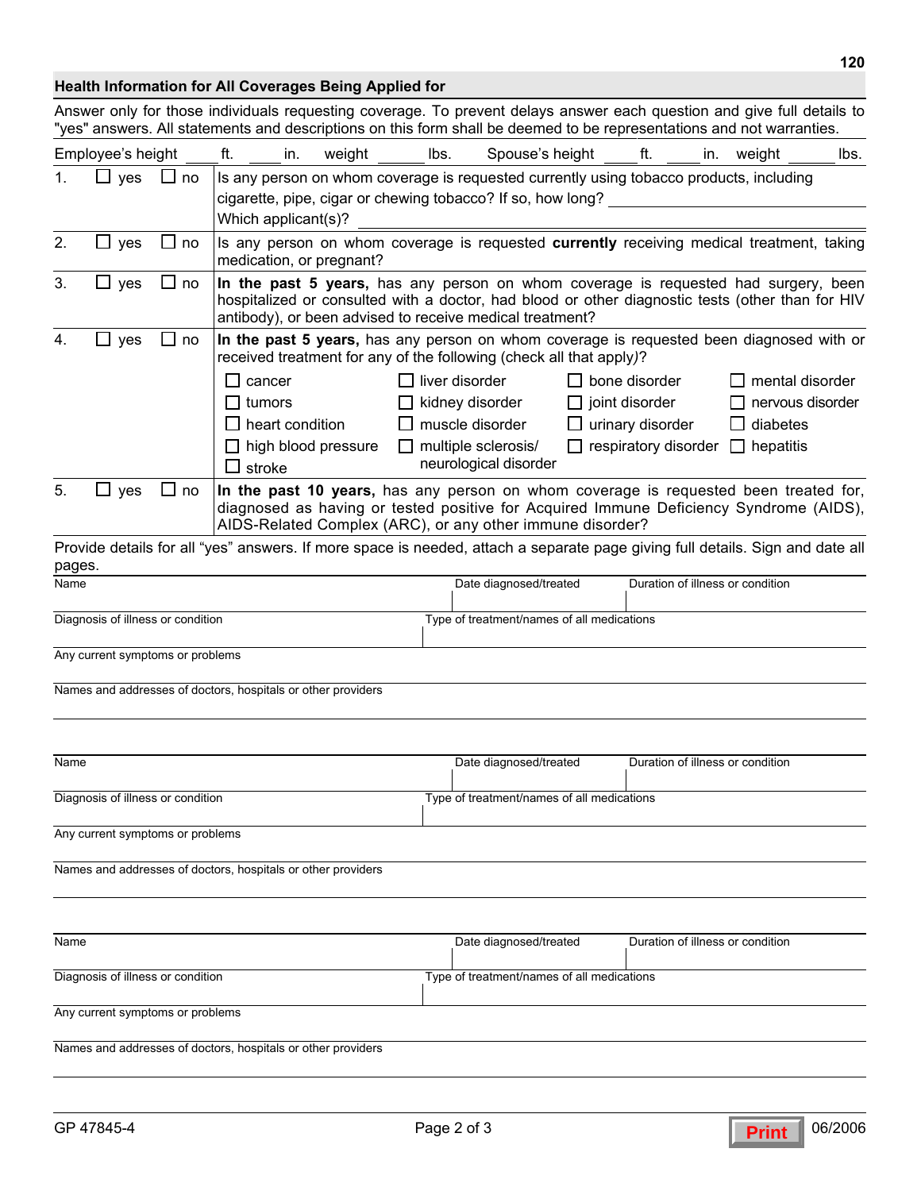## Health Information for All Coverages Being Applied for

Answer only for those individuals requesting coverage. To prevent delays answer each question and give full details to "yes" answers. All statements and descriptions on this form shall be deemed to be representations and not warranties.

Employee's height ____ ft. ____ in. weight ______ lbs. Spouse's height ____ ft. ____ in. weight ______ lbs.

1. ☐ yes ☐ no — Is any person on whom coverage is requested currently using tobacco products, including cigarette, pipe, cigar or chewing tobacco? If so, how long? ____________ Which applicant(s)? ____________

2. ☐ yes ☐ no — Is any person on whom coverage is requested **currently** receiving medical treatment, taking medication, or pregnant?

3. ☐ yes ☐ no — **In the past 5 years,** has any person on whom coverage is requested had surgery, been hospitalized or consulted with a doctor, had blood or other diagnostic tests (other than for HIV antibody), or been advised to receive medical treatment?

4. ☐ yes ☐ no — **In the past 5 years,** has any person on whom coverage is requested been diagnosed with or received treatment for any of the following (check all that apply)?

| | | | |
|---|---|---|---|
| ☐ cancer | ☐ liver disorder | ☐ bone disorder | ☐ mental disorder |
| ☐ tumors | ☐ kidney disorder | ☐ joint disorder | ☐ nervous disorder |
| ☐ heart condition | ☐ muscle disorder | ☐ urinary disorder | ☐ diabetes |
| ☐ high blood pressure | ☐ multiple sclerosis/ neurological disorder | ☐ respiratory disorder | ☐ hepatitis |
| ☐ stroke | | | |

5. ☐ yes ☐ no — **In the past 10 years,** has any person on whom coverage is requested been treated for, diagnosed as having or tested positive for Acquired Immune Deficiency Syndrome (AIDS), AIDS-Related Complex (ARC), or any other immune disorder?

Provide details for all "yes" answers. If more space is needed, attach a separate page giving full details. Sign and date all pages.

| Name | Date diagnosed/treated | Duration of illness or condition |
|---|---|---|
| | | |

| Diagnosis of illness or condition | Type of treatment/names of all medications |
|---|---|
| | |

Any current symptoms or problems

Names and addresses of doctors, hospitals or other providers

| Name | Date diagnosed/treated | Duration of illness or condition |
|---|---|---|
| | | |

| Diagnosis of illness or condition | Type of treatment/names of all medications |
|---|---|
| | |

Any current symptoms or problems

Names and addresses of doctors, hospitals or other providers

| Name | Date diagnosed/treated | Duration of illness or condition |
|---|---|---|
| | | |

| Diagnosis of illness or condition | Type of treatment/names of all medications |
|---|---|
| | |

Any current symptoms or problems

Names and addresses of doctors, hospitals or other providers

GP 47845-4 — 06/2006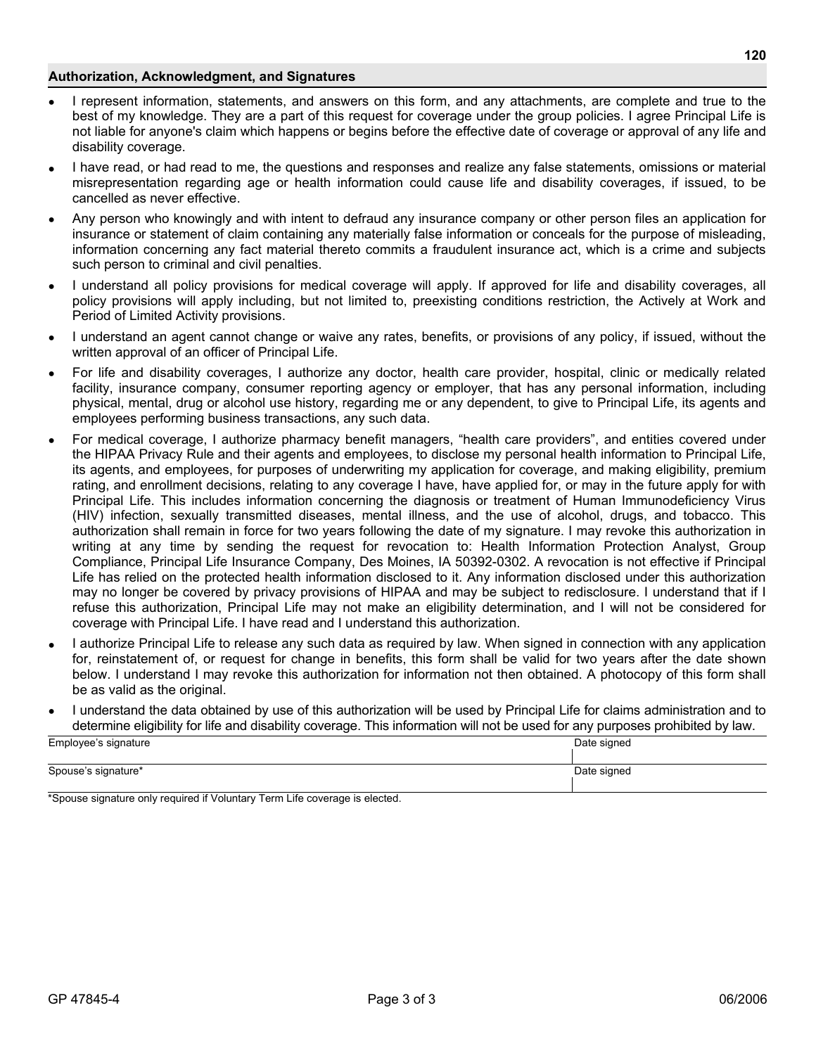## Authorization, Acknowledgment, and Signatures

- I represent information, statements, and answers on this form, and any attachments, are complete and true to the best of my knowledge. They are a part of this request for coverage under the group policies. I agree Principal Life is not liable for anyone's claim which happens or begins before the effective date of coverage or approval of any life and disability coverage.
- I have read, or had read to me, the questions and responses and realize any false statements, omissions or material misrepresentation regarding age or health information could cause life and disability coverages, if issued, to be cancelled as never effective.
- Any person who knowingly and with intent to defraud any insurance company or other person files an application for insurance or statement of claim containing any materially false information or conceals for the purpose of misleading, information concerning any fact material thereto commits a fraudulent insurance act, which is a crime and subjects such person to criminal and civil penalties.
- I understand all policy provisions for medical coverage will apply. If approved for life and disability coverages, all policy provisions will apply including, but not limited to, preexisting conditions restriction, the Actively at Work and Period of Limited Activity provisions.
- I understand an agent cannot change or waive any rates, benefits, or provisions of any policy, if issued, without the written approval of an officer of Principal Life.
- For life and disability coverages, I authorize any doctor, health care provider, hospital, clinic or medically related facility, insurance company, consumer reporting agency or employer, that has any personal information, including physical, mental, drug or alcohol use history, regarding me or any dependent, to give to Principal Life, its agents and employees performing business transactions, any such data.
- For medical coverage, I authorize pharmacy benefit managers, "health care providers", and entities covered under the HIPAA Privacy Rule and their agents and employees, to disclose my personal health information to Principal Life, its agents, and employees, for purposes of underwriting my application for coverage, and making eligibility, premium rating, and enrollment decisions, relating to any coverage I have, have applied for, or may in the future apply for with Principal Life. This includes information concerning the diagnosis or treatment of Human Immunodeficiency Virus (HIV) infection, sexually transmitted diseases, mental illness, and the use of alcohol, drugs, and tobacco. This authorization shall remain in force for two years following the date of my signature. I may revoke this authorization in writing at any time by sending the request for revocation to: Health Information Protection Analyst, Group Compliance, Principal Life Insurance Company, Des Moines, IA 50392-0302. A revocation is not effective if Principal Life has relied on the protected health information disclosed to it. Any information disclosed under this authorization may no longer be covered by privacy provisions of HIPAA and may be subject to redisclosure. I understand that if I refuse this authorization, Principal Life may not make an eligibility determination, and I will not be considered for coverage with Principal Life. I have read and I understand this authorization.
- I authorize Principal Life to release any such data as required by law. When signed in connection with any application for, reinstatement of, or request for change in benefits, this form shall be valid for two years after the date shown below. I understand I may revoke this authorization for information not then obtained. A photocopy of this form shall be as valid as the original.
- I understand the data obtained by use of this authorization will be used by Principal Life for claims administration and to determine eligibility for life and disability coverage. This information will not be used for any purposes prohibited by law.

| Employee's signature | Date signed |
|---|---|
| Spouse's signature* | Date signed |

*Spouse signature only required if Voluntary Term Life coverage is elected.

GP 47845-4 06/2006